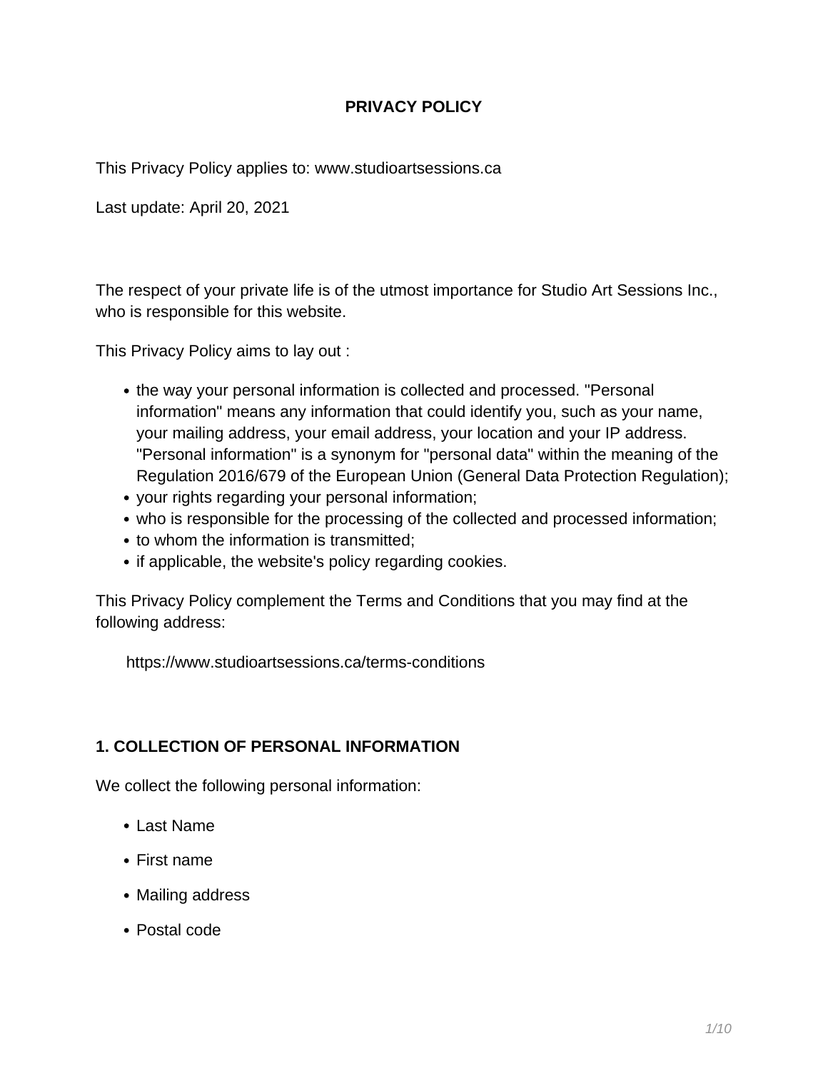# PRIVACY POLICY

This Privacy Policy applies to: www.studioartsessions.ca

Last update: April 20, 2021

The respect of your private life is of the utmost importance for Studio Art Sessions Inc., who is responsible for this website.

This Privacy Policy aims to lay out :

- the way your personal information is collected and processed. "Personal information" means any information that could identify you, such as your name, your mailing address, your email address, your location and your IP address. "Personal information" is a synonym for "personal data" within the meaning of the Regulation 2016/679 of the European Union (General Data Protection Regulation);
- your rights regarding your personal information;
- who is responsible for the processing of the collected and processed information;
- to whom the information is transmitted;
- if applicable, the website's policy regarding cookies.

This Privacy Policy complement the Terms and Conditions that you may find at the following address:

https://www.studioartsessions.ca/terms-conditions

## 1. COLLECTION OF PERSONAL INFORMATION

We collect the following personal information:

- Last Name
- First name
- Mailing address
- Postal code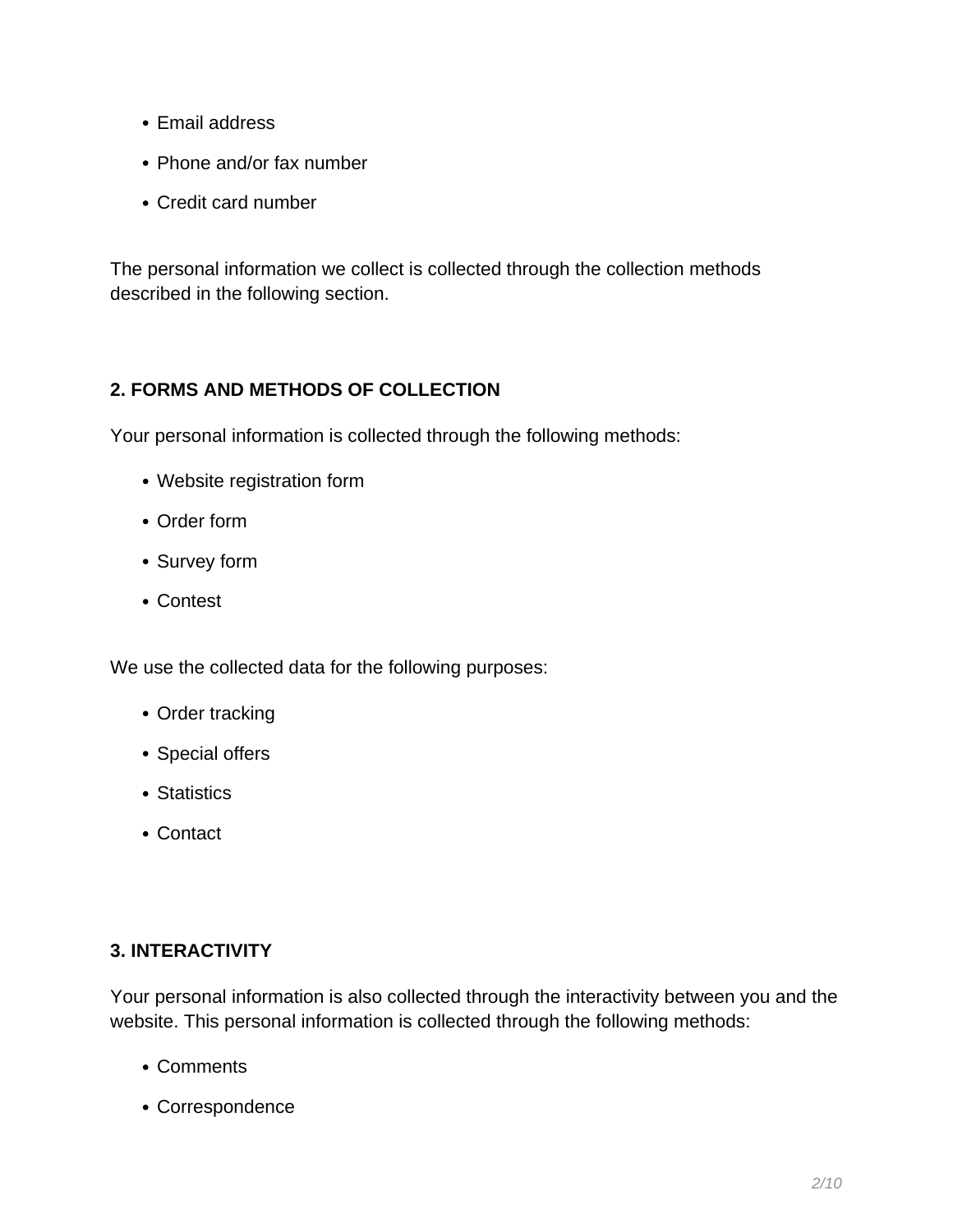- Email address
- Phone and/or fax number
- Credit card number

The personal information we collect is collected through the collection methods described in the following section.

## 2. FORMS AND METHODS OF COLLECTION

Your personal information is collected through the following methods:

- Website registration form
- Order form
- Survey form
- Contest

We use the collected data for the following purposes:

- Order tracking
- Special offers
- Statistics
- Contact

## 3. INTERACTIVITY

Your personal information is also collected through the interactivity between you and the website. This personal information is collected through the following methods:

- Comments
- Correspondence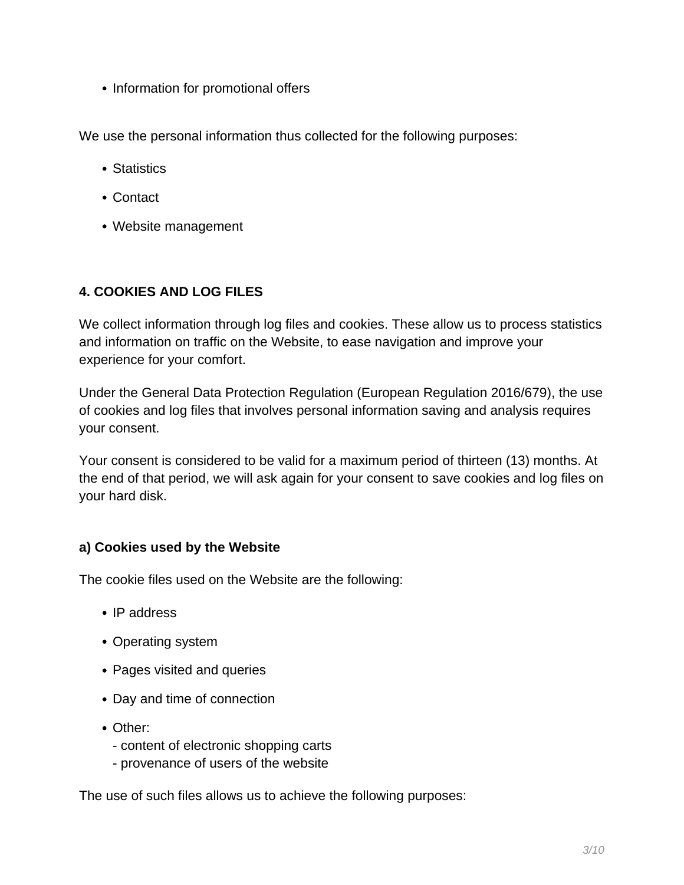- Information for promotional offers

We use the personal information thus collected for the following purposes:

- Statistics
- Contact
- Website management

## 4. COOKIES AND LOG FILES

We collect information through log files and cookies. These allow us to process statistics and information on traffic on the Website, to ease navigation and improve your experience for your comfort.

Under the General Data Protection Regulation (European Regulation 2016/679), the use of cookies and log files that involves personal information saving and analysis requires your consent.

Your consent is considered to be valid for a maximum period of thirteen (13) months. At the end of that period, we will ask again for your consent to save cookies and log files on your hard disk.

### a) Cookies used by the Website

The cookie files used on the Website are the following:

- IP address
- Operating system
- Pages visited and queries
- Day and time of connection
- Other:
  - content of electronic shopping carts
  - provenance of users of the website

The use of such files allows us to achieve the following purposes: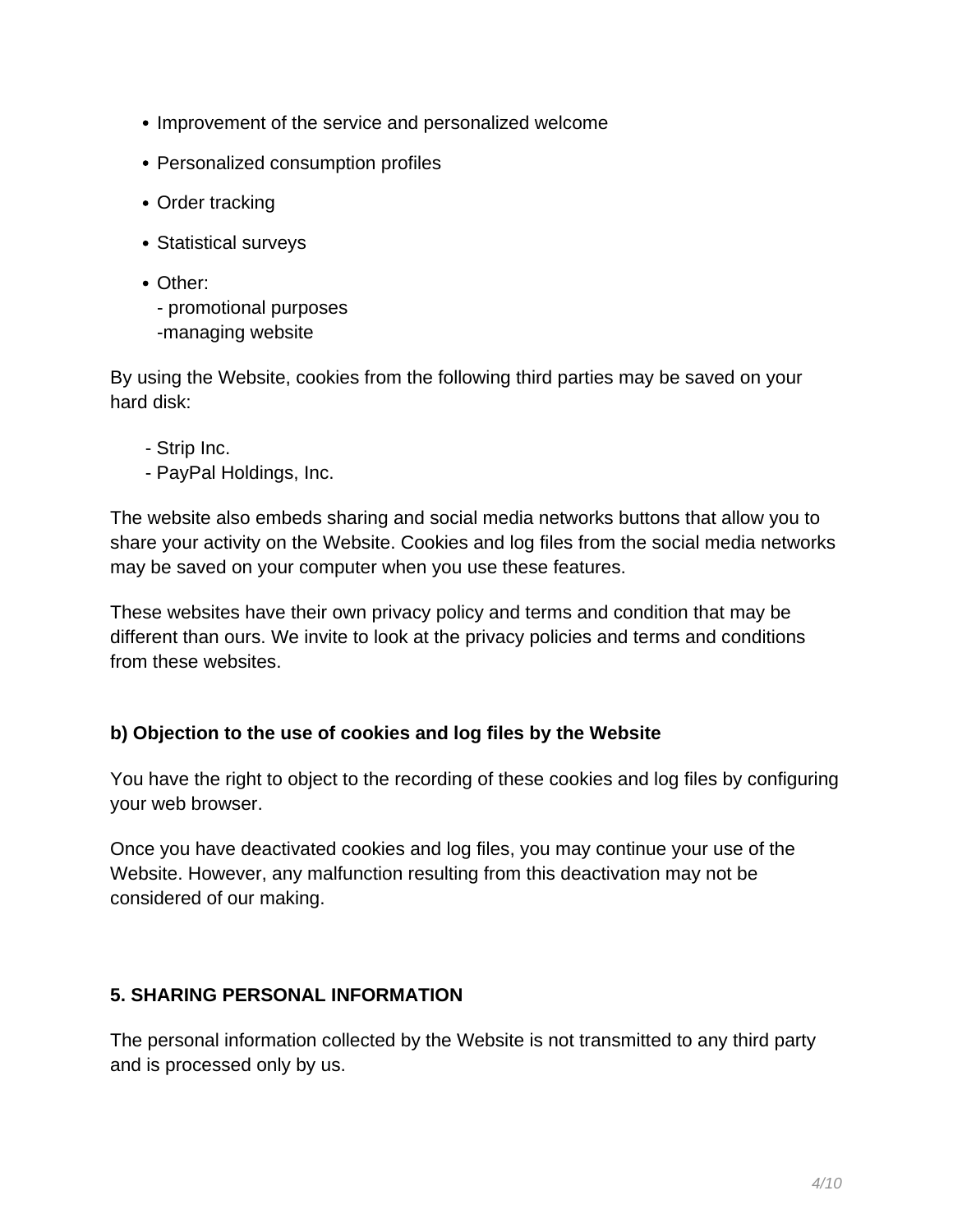- Improvement of the service and personalized welcome
- Personalized consumption profiles
- Order tracking
- Statistical surveys
- Other:
  - promotional purposes
  -managing website

By using the Website, cookies from the following third parties may be saved on your hard disk:

- Strip Inc.
- PayPal Holdings, Inc.

The website also embeds sharing and social media networks buttons that allow you to share your activity on the Website. Cookies and log files from the social media networks may be saved on your computer when you use these features.

These websites have their own privacy policy and terms and condition that may be different than ours. We invite to look at the privacy policies and terms and conditions from these websites.

**b) Objection to the use of cookies and log files by the Website**

You have the right to object to the recording of these cookies and log files by configuring your web browser.

Once you have deactivated cookies and log files, you may continue your use of the Website. However, any malfunction resulting from this deactivation may not be considered of our making.

## 5. SHARING PERSONAL INFORMATION

The personal information collected by the Website is not transmitted to any third party and is processed only by us.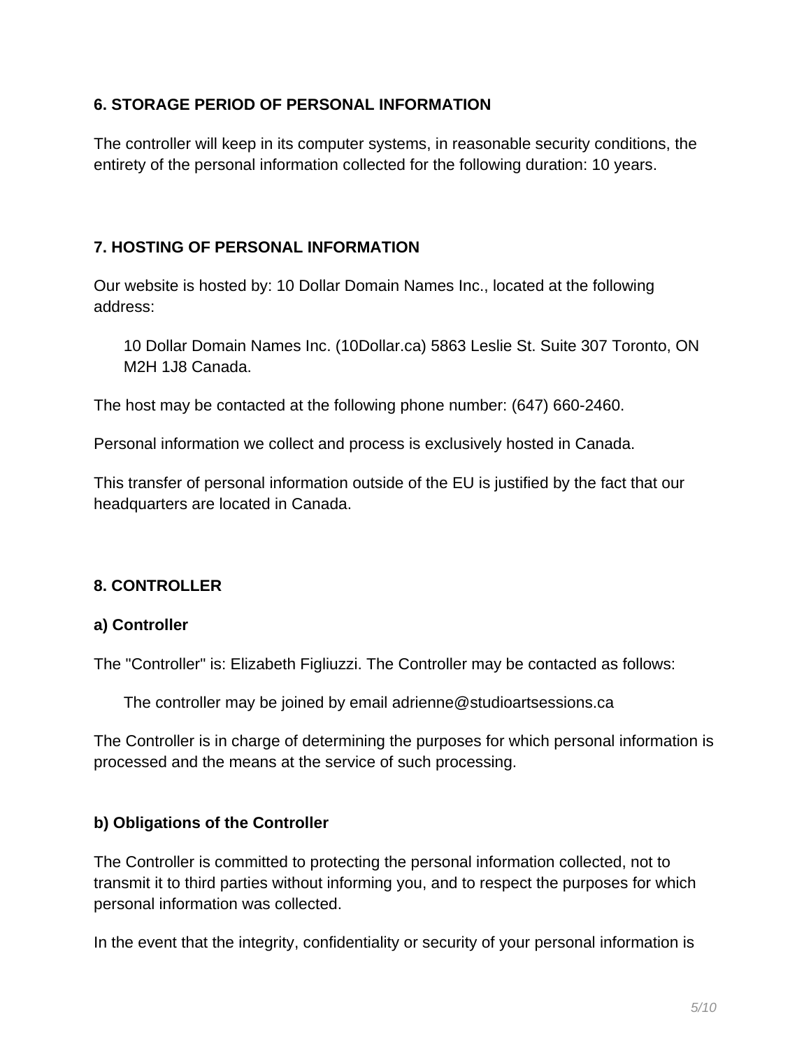## 6. STORAGE PERIOD OF PERSONAL INFORMATION

The controller will keep in its computer systems, in reasonable security conditions, the entirety of the personal information collected for the following duration: 10 years.

## 7. HOSTING OF PERSONAL INFORMATION

Our website is hosted by: 10 Dollar Domain Names Inc., located at the following address:

> 10 Dollar Domain Names Inc. (10Dollar.ca) 5863 Leslie St. Suite 307 Toronto, ON M2H 1J8 Canada.

The host may be contacted at the following phone number: (647) 660-2460.

Personal information we collect and process is exclusively hosted in Canada.

This transfer of personal information outside of the EU is justified by the fact that our headquarters are located in Canada.

## 8. CONTROLLER

### a) Controller

The "Controller" is: Elizabeth Figliuzzi. The Controller may be contacted as follows:

> The controller may be joined by email adrienne@studioartsessions.ca

The Controller is in charge of determining the purposes for which personal information is processed and the means at the service of such processing.

### b) Obligations of the Controller

The Controller is committed to protecting the personal information collected, not to transmit it to third parties without informing you, and to respect the purposes for which personal information was collected.

In the event that the integrity, confidentiality or security of your personal information is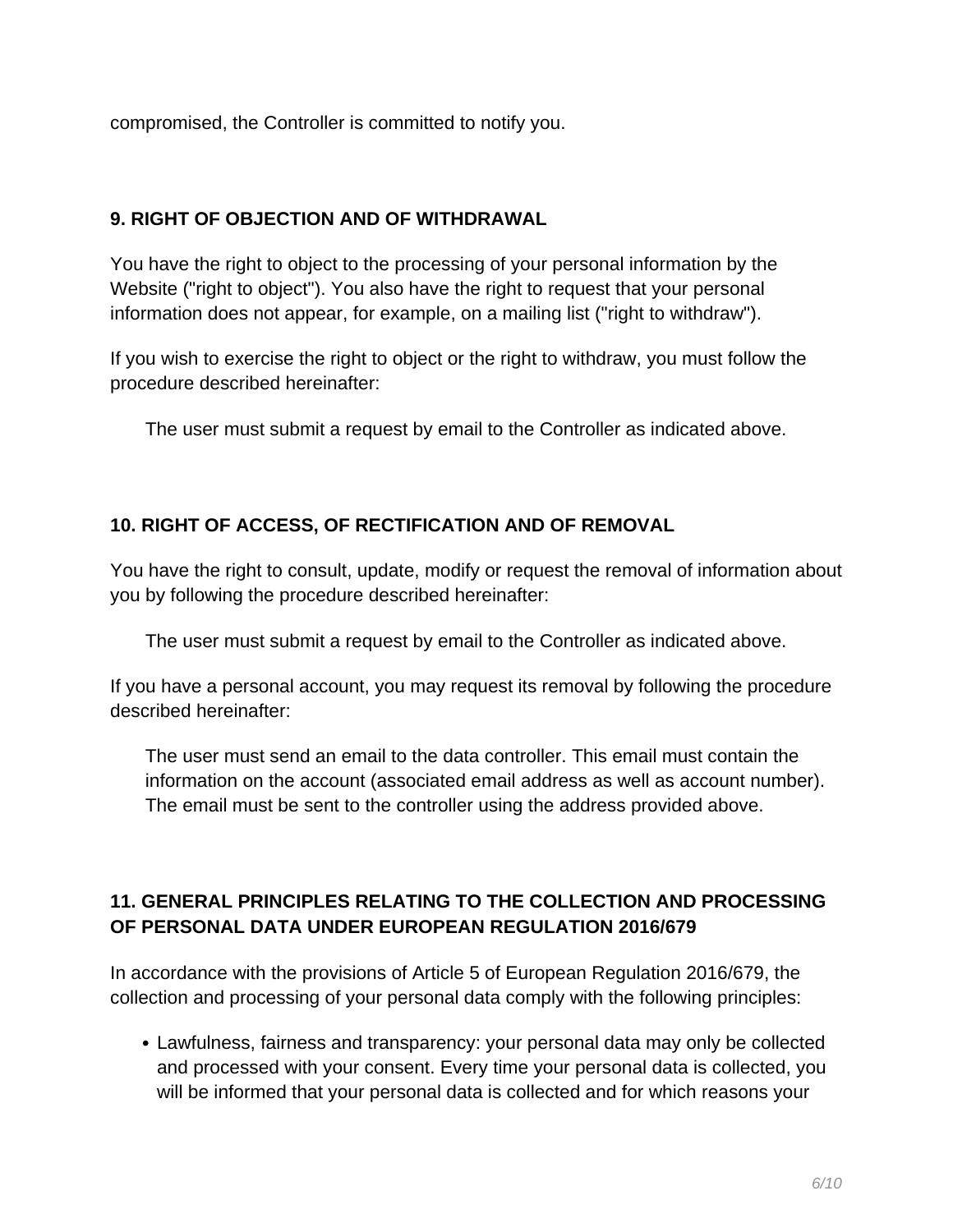compromised, the Controller is committed to notify you.

## 9. RIGHT OF OBJECTION AND OF WITHDRAWAL

You have the right to object to the processing of your personal information by the Website ("right to object"). You also have the right to request that your personal information does not appear, for example, on a mailing list ("right to withdraw").

If you wish to exercise the right to object or the right to withdraw, you must follow the procedure described hereinafter:

> The user must submit a request by email to the Controller as indicated above.

## 10. RIGHT OF ACCESS, OF RECTIFICATION AND OF REMOVAL

You have the right to consult, update, modify or request the removal of information about you by following the procedure described hereinafter:

> The user must submit a request by email to the Controller as indicated above.

If you have a personal account, you may request its removal by following the procedure described hereinafter:

> The user must send an email to the data controller. This email must contain the information on the account (associated email address as well as account number). The email must be sent to the controller using the address provided above.

## 11. GENERAL PRINCIPLES RELATING TO THE COLLECTION AND PROCESSING OF PERSONAL DATA UNDER EUROPEAN REGULATION 2016/679

In accordance with the provisions of Article 5 of European Regulation 2016/679, the collection and processing of your personal data comply with the following principles:

- Lawfulness, fairness and transparency: your personal data may only be collected and processed with your consent. Every time your personal data is collected, you will be informed that your personal data is collected and for which reasons your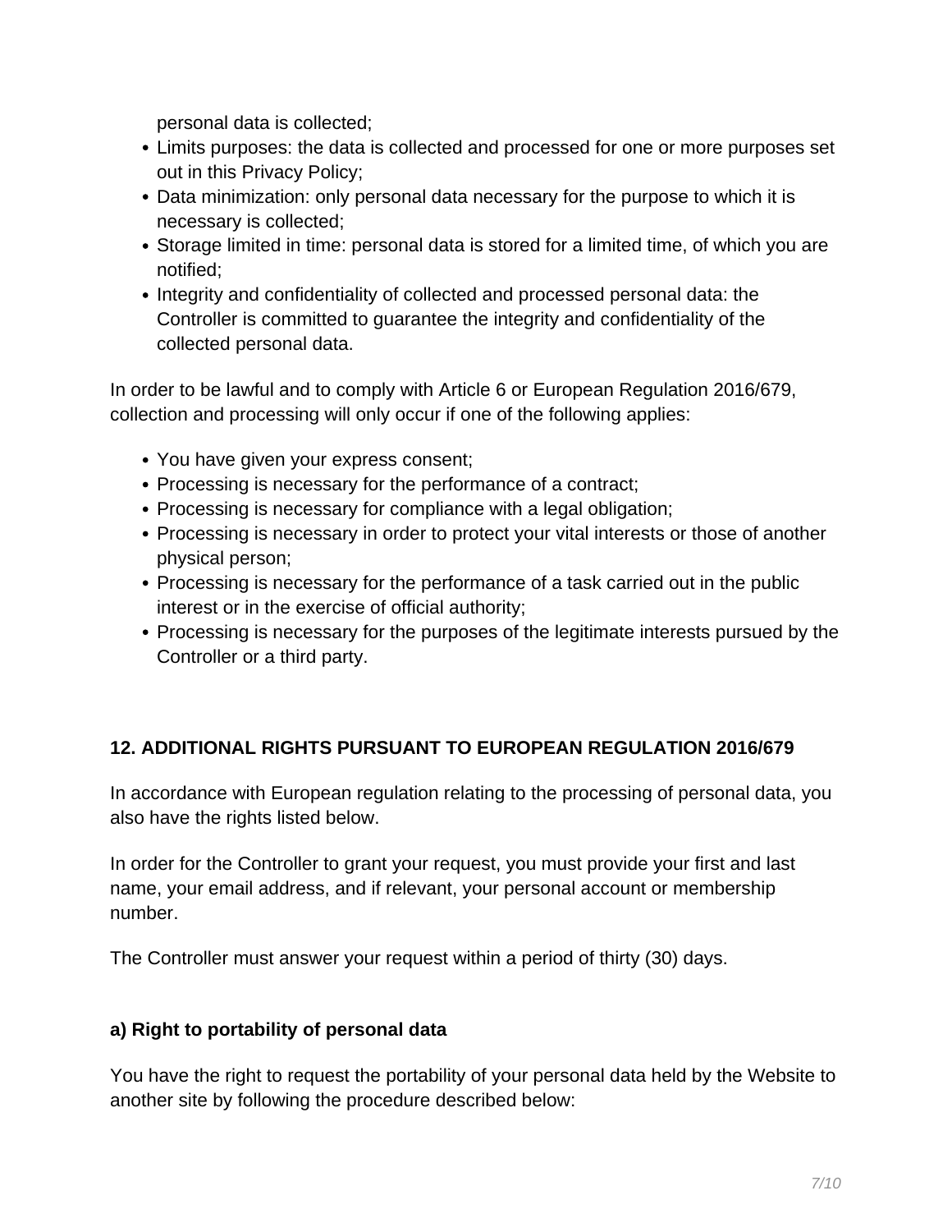personal data is collected;

- Limits purposes: the data is collected and processed for one or more purposes set out in this Privacy Policy;
- Data minimization: only personal data necessary for the purpose to which it is necessary is collected;
- Storage limited in time: personal data is stored for a limited time, of which you are notified;
- Integrity and confidentiality of collected and processed personal data: the Controller is committed to guarantee the integrity and confidentiality of the collected personal data.

In order to be lawful and to comply with Article 6 or European Regulation 2016/679, collection and processing will only occur if one of the following applies:

- You have given your express consent;
- Processing is necessary for the performance of a contract;
- Processing is necessary for compliance with a legal obligation;
- Processing is necessary in order to protect your vital interests or those of another physical person;
- Processing is necessary for the performance of a task carried out in the public interest or in the exercise of official authority;
- Processing is necessary for the purposes of the legitimate interests pursued by the Controller or a third party.

## 12. ADDITIONAL RIGHTS PURSUANT TO EUROPEAN REGULATION 2016/679

In accordance with European regulation relating to the processing of personal data, you also have the rights listed below.

In order for the Controller to grant your request, you must provide your first and last name, your email address, and if relevant, your personal account or membership number.

The Controller must answer your request within a period of thirty (30) days.

### a) Right to portability of personal data

You have the right to request the portability of your personal data held by the Website to another site by following the procedure described below: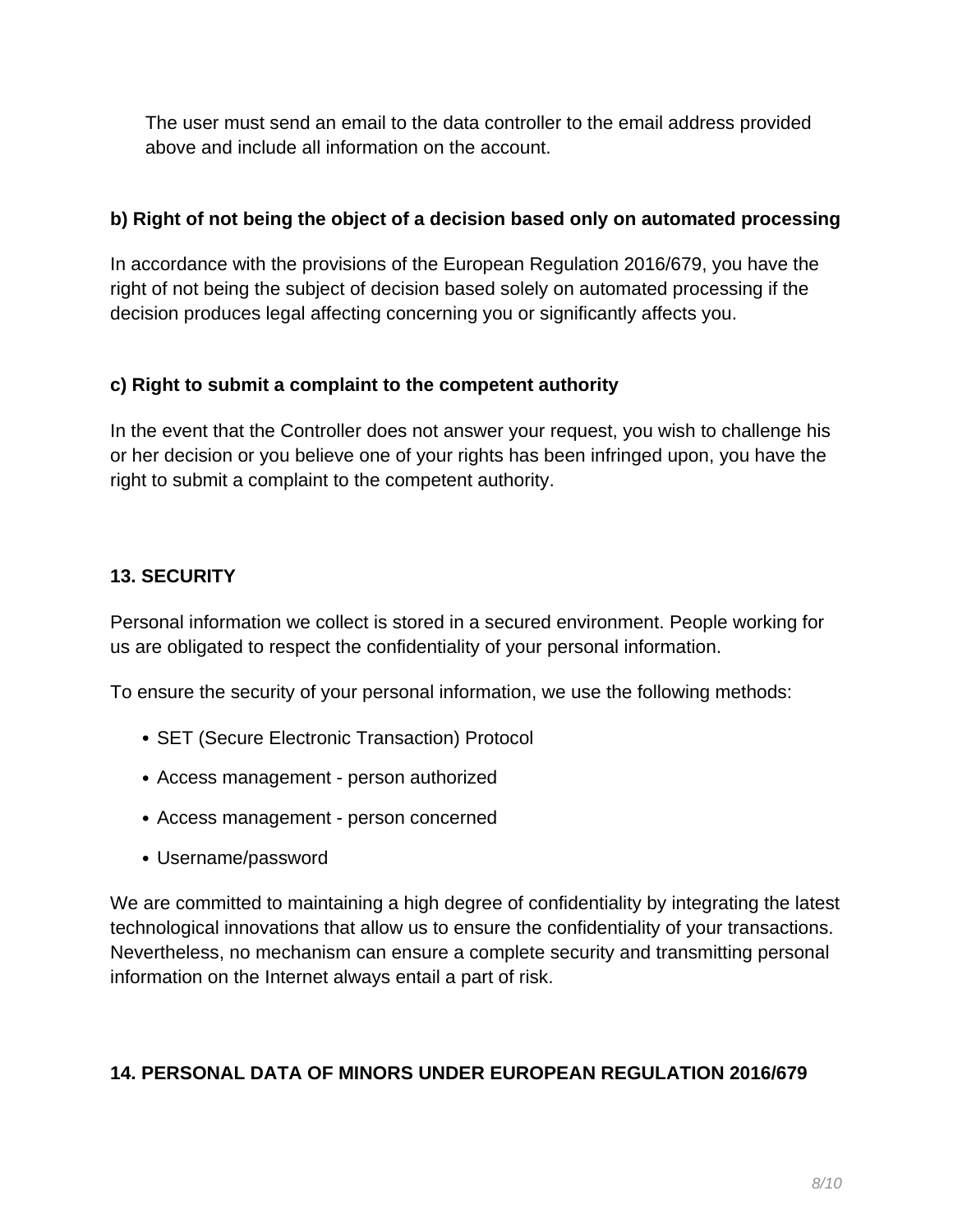The user must send an email to the data controller to the email address provided above and include all information on the account.

**b) Right of not being the object of a decision based only on automated processing**

In accordance with the provisions of the European Regulation 2016/679, you have the right of not being the subject of decision based solely on automated processing if the decision produces legal affecting concerning you or significantly affects you.

**c) Right to submit a complaint to the competent authority**

In the event that the Controller does not answer your request, you wish to challenge his or her decision or you believe one of your rights has been infringed upon, you have the right to submit a complaint to the competent authority.

## 13. SECURITY

Personal information we collect is stored in a secured environment. People working for us are obligated to respect the confidentiality of your personal information.

To ensure the security of your personal information, we use the following methods:

- SET (Secure Electronic Transaction) Protocol
- Access management - person authorized
- Access management - person concerned
- Username/password

We are committed to maintaining a high degree of confidentiality by integrating the latest technological innovations that allow us to ensure the confidentiality of your transactions. Nevertheless, no mechanism can ensure a complete security and transmitting personal information on the Internet always entail a part of risk.

## 14. PERSONAL DATA OF MINORS UNDER EUROPEAN REGULATION 2016/679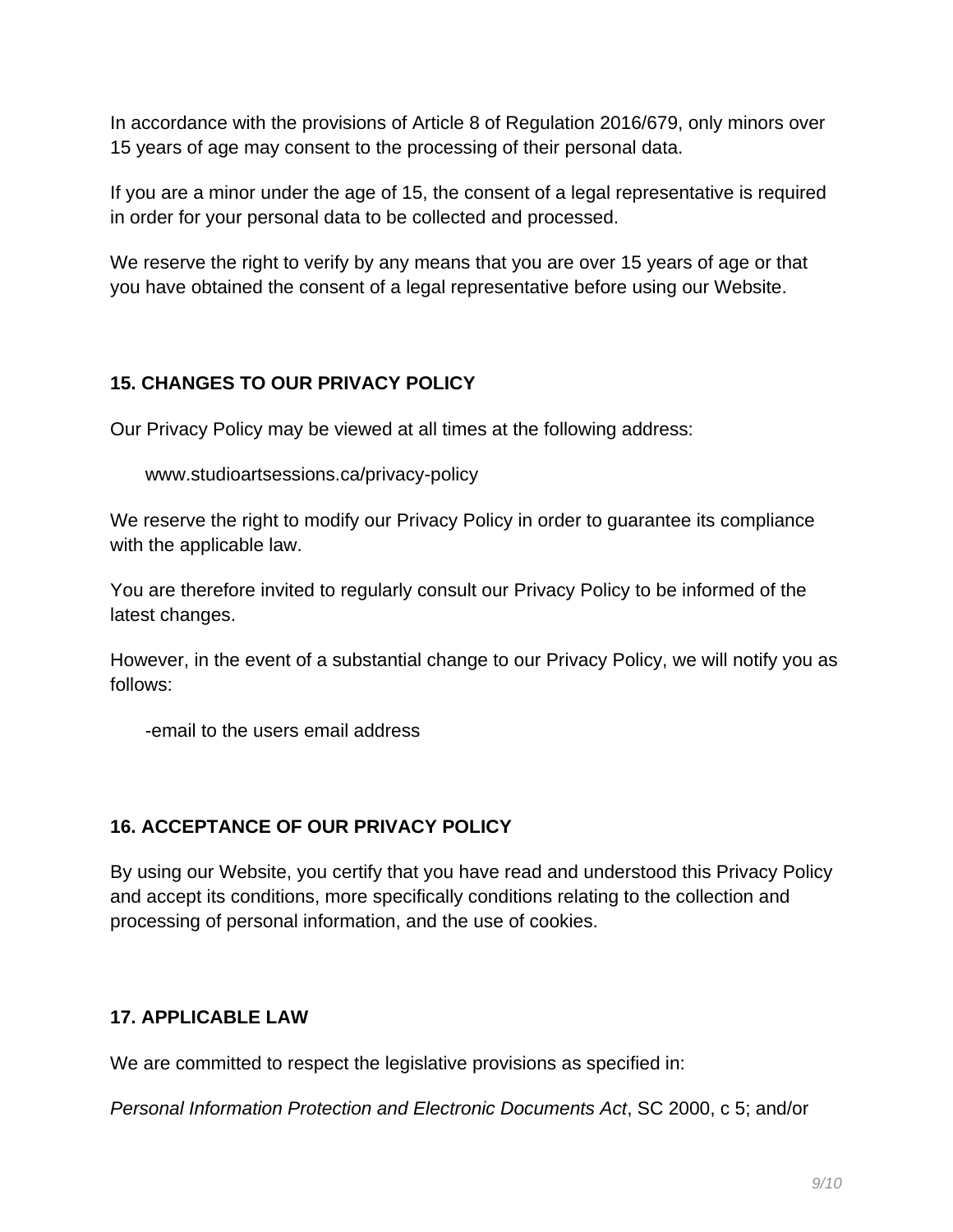In accordance with the provisions of Article 8 of Regulation 2016/679, only minors over 15 years of age may consent to the processing of their personal data.

If you are a minor under the age of 15, the consent of a legal representative is required in order for your personal data to be collected and processed.

We reserve the right to verify by any means that you are over 15 years of age or that you have obtained the consent of a legal representative before using our Website.

## 15. CHANGES TO OUR PRIVACY POLICY

Our Privacy Policy may be viewed at all times at the following address:

> www.studioartsessions.ca/privacy-policy

We reserve the right to modify our Privacy Policy in order to guarantee its compliance with the applicable law.

You are therefore invited to regularly consult our Privacy Policy to be informed of the latest changes.

However, in the event of a substantial change to our Privacy Policy, we will notify you as follows:

> -email to the users email address

## 16. ACCEPTANCE OF OUR PRIVACY POLICY

By using our Website, you certify that you have read and understood this Privacy Policy and accept its conditions, more specifically conditions relating to the collection and processing of personal information, and the use of cookies.

## 17. APPLICABLE LAW

We are committed to respect the legislative provisions as specified in:

*Personal Information Protection and Electronic Documents Act*, SC 2000, c 5; and/or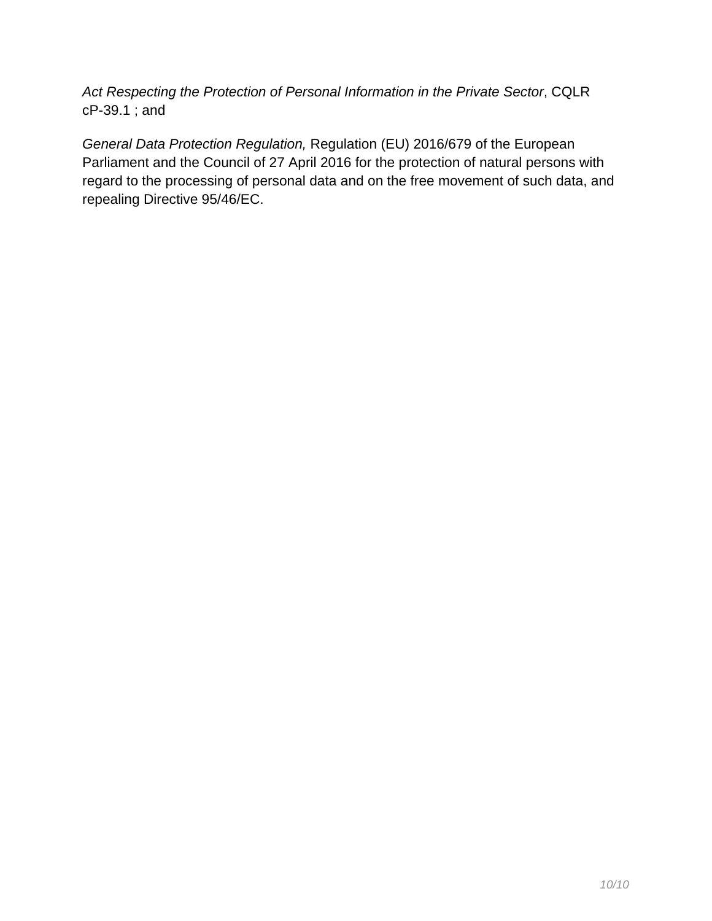*Act Respecting the Protection of Personal Information in the Private Sector*, CQLR cP-39.1 ; and

*General Data Protection Regulation,* Regulation (EU) 2016/679 of the European Parliament and the Council of 27 April 2016 for the protection of natural persons with regard to the processing of personal data and on the free movement of such data, and repealing Directive 95/46/EC.